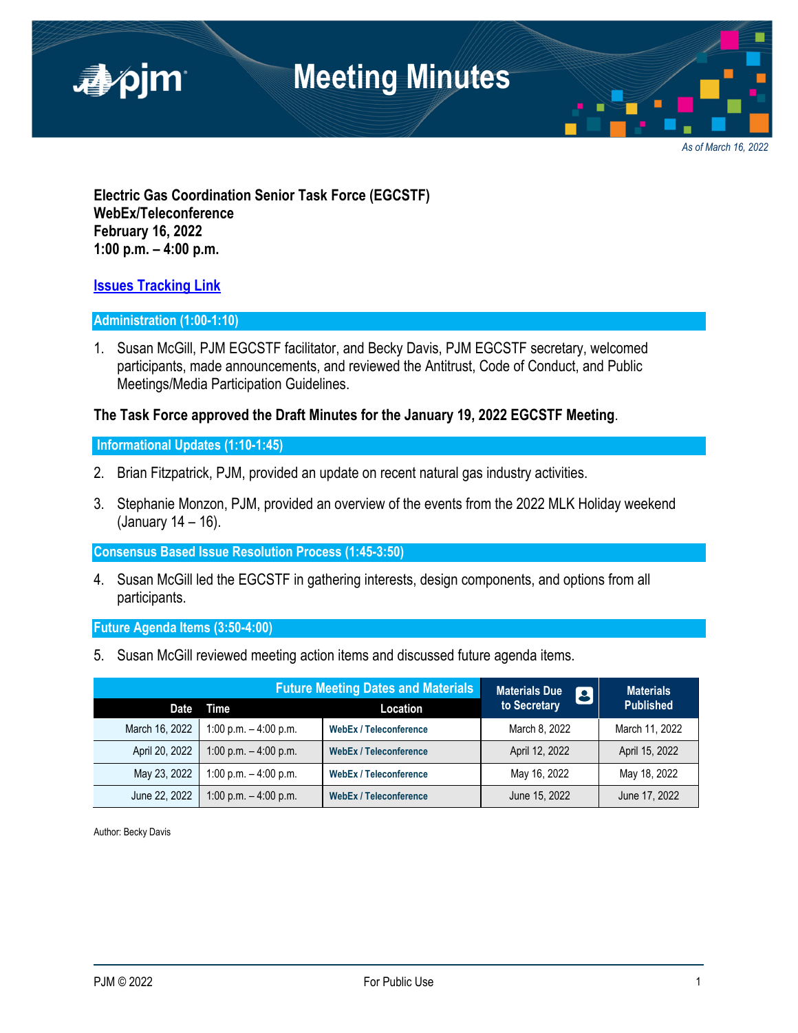# Meeting Minutes

*As of March 16, 2022*

**Electric Gas Coordination Senior Task Force (EGCSTF)**
**WebEx/Teleconference**
**February 16, 2022**
**1:00 p.m. – 4:00 p.m.**

**Issues Tracking Link**

## Administration (1:00-1:10)

1. Susan McGill, PJM EGCSTF facilitator, and Becky Davis, PJM EGCSTF secretary, welcomed participants, made announcements, and reviewed the Antitrust, Code of Conduct, and Public Meetings/Media Participation Guidelines.

**The Task Force approved the Draft Minutes for the January 19, 2022 EGCSTF Meeting**.

## Informational Updates (1:10-1:45)

2. Brian Fitzpatrick, PJM, provided an update on recent natural gas industry activities.

3. Stephanie Monzon, PJM, provided an overview of the events from the 2022 MLK Holiday weekend (January 14 – 16).

## Consensus Based Issue Resolution Process (1:45-3:50)

4. Susan McGill led the EGCSTF in gathering interests, design components, and options from all participants.

## Future Agenda Items (3:50-4:00)

5. Susan McGill reviewed meeting action items and discussed future agenda items.

| Future Meeting Dates and Materials | | | Materials Due to Secretary | Materials Published |
|---|---|---|---|---|
| **Date** | **Time** | **Location** | | |
| March 16, 2022 | 1:00 p.m. – 4:00 p.m. | WebEx / Teleconference | March 8, 2022 | March 11, 2022 |
| April 20, 2022 | 1:00 p.m. – 4:00 p.m. | WebEx / Teleconference | April 12, 2022 | April 15, 2022 |
| May 23, 2022 | 1:00 p.m. – 4:00 p.m. | WebEx / Teleconference | May 16, 2022 | May 18, 2022 |
| June 22, 2022 | 1:00 p.m. – 4:00 p.m. | WebEx / Teleconference | June 15, 2022 | June 17, 2022 |

Author: Becky Davis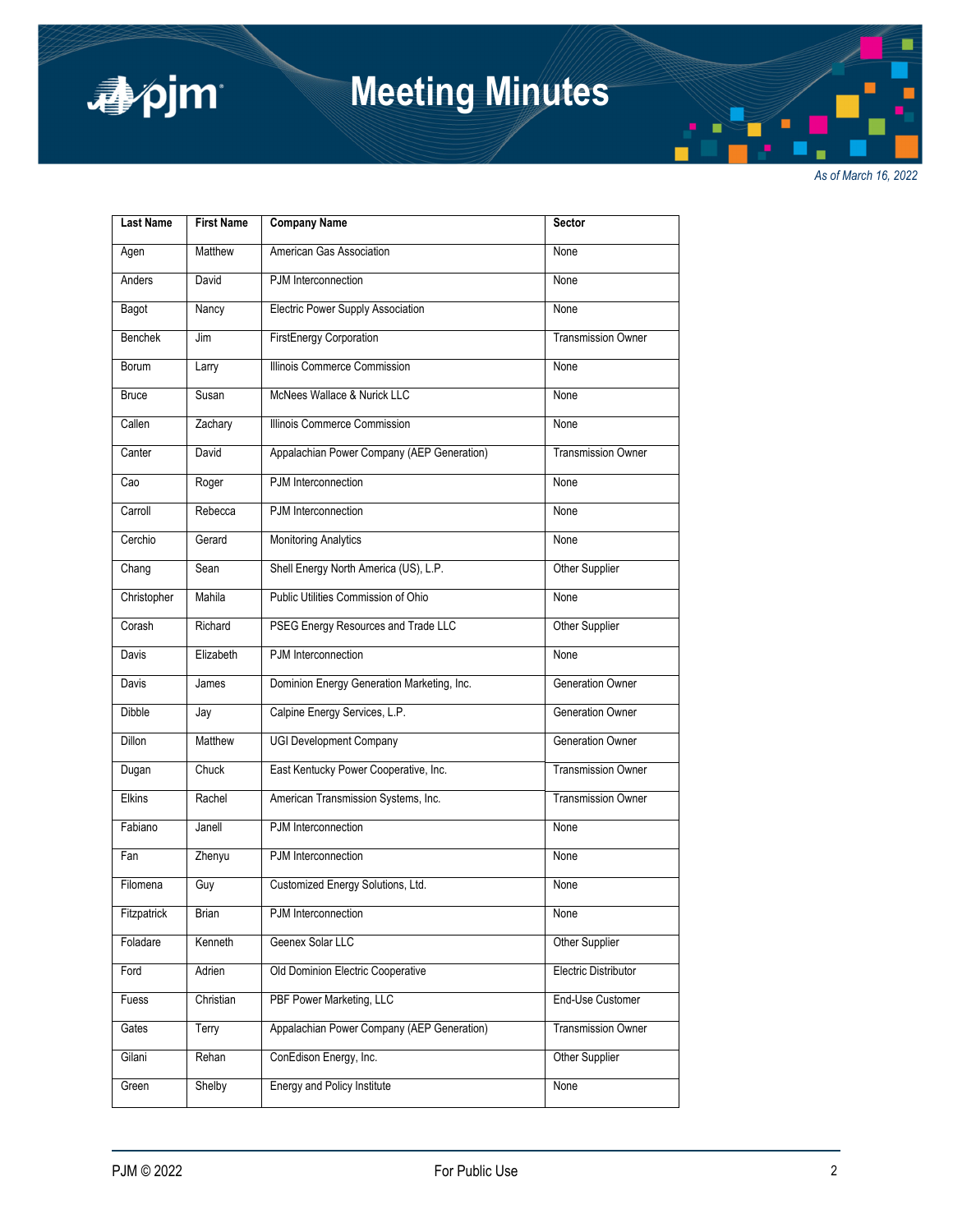*As of March 16, 2022*

| Last Name | First Name | Company Name | Sector |
|---|---|---|---|
| Agen | Matthew | American Gas Association | None |
| Anders | David | PJM Interconnection | None |
| Bagot | Nancy | Electric Power Supply Association | None |
| Benchek | Jim | FirstEnergy Corporation | Transmission Owner |
| Borum | Larry | Illinois Commerce Commission | None |
| Bruce | Susan | McNees Wallace & Nurick LLC | None |
| Callen | Zachary | Illinois Commerce Commission | None |
| Canter | David | Appalachian Power Company (AEP Generation) | Transmission Owner |
| Cao | Roger | PJM Interconnection | None |
| Carroll | Rebecca | PJM Interconnection | None |
| Cerchio | Gerard | Monitoring Analytics | None |
| Chang | Sean | Shell Energy North America (US), L.P. | Other Supplier |
| Christopher | Mahila | Public Utilities Commission of Ohio | None |
| Corash | Richard | PSEG Energy Resources and Trade LLC | Other Supplier |
| Davis | Elizabeth | PJM Interconnection | None |
| Davis | James | Dominion Energy Generation Marketing, Inc. | Generation Owner |
| Dibble | Jay | Calpine Energy Services, L.P. | Generation Owner |
| Dillon | Matthew | UGI Development Company | Generation Owner |
| Dugan | Chuck | East Kentucky Power Cooperative, Inc. | Transmission Owner |
| Elkins | Rachel | American Transmission Systems, Inc. | Transmission Owner |
| Fabiano | Janell | PJM Interconnection | None |
| Fan | Zhenyu | PJM Interconnection | None |
| Filomena | Guy | Customized Energy Solutions, Ltd. | None |
| Fitzpatrick | Brian | PJM Interconnection | None |
| Foladare | Kenneth | Geenex Solar LLC | Other Supplier |
| Ford | Adrien | Old Dominion Electric Cooperative | Electric Distributor |
| Fuess | Christian | PBF Power Marketing, LLC | End-Use Customer |
| Gates | Terry | Appalachian Power Company (AEP Generation) | Transmission Owner |
| Gilani | Rehan | ConEdison Energy, Inc. | Other Supplier |
| Green | Shelby | Energy and Policy Institute | None |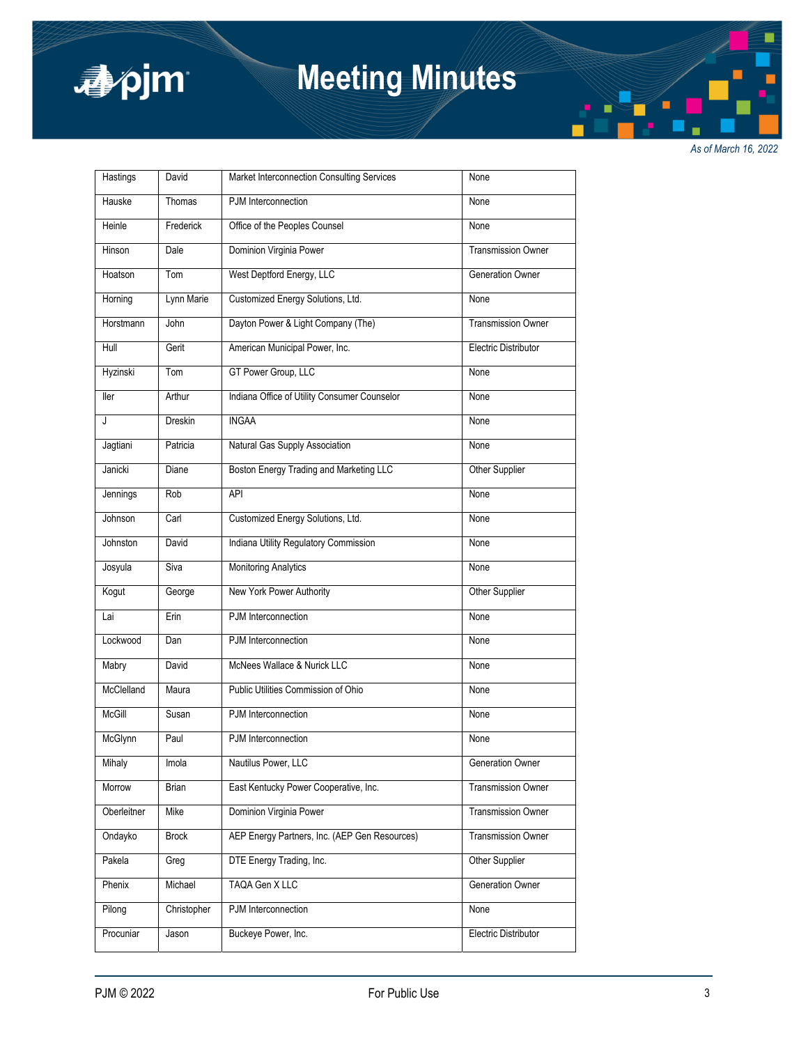*As of March 16, 2022*

| | | | |
|---|---|---|---|
| Hastings | David | Market Interconnection Consulting Services | None |
| Hauske | Thomas | PJM Interconnection | None |
| Heinle | Frederick | Office of the Peoples Counsel | None |
| Hinson | Dale | Dominion Virginia Power | Transmission Owner |
| Hoatson | Tom | West Deptford Energy, LLC | Generation Owner |
| Horning | Lynn Marie | Customized Energy Solutions, Ltd. | None |
| Horstmann | John | Dayton Power & Light Company (The) | Transmission Owner |
| Hull | Gerit | American Municipal Power, Inc. | Electric Distributor |
| Hyzinski | Tom | GT Power Group, LLC | None |
| Iler | Arthur | Indiana Office of Utility Consumer Counselor | None |
| J | Dreskin | INGAA | None |
| Jagtiani | Patricia | Natural Gas Supply Association | None |
| Janicki | Diane | Boston Energy Trading and Marketing LLC | Other Supplier |
| Jennings | Rob | API | None |
| Johnson | Carl | Customized Energy Solutions, Ltd. | None |
| Johnston | David | Indiana Utility Regulatory Commission | None |
| Josyula | Siva | Monitoring Analytics | None |
| Kogut | George | New York Power Authority | Other Supplier |
| Lai | Erin | PJM Interconnection | None |
| Lockwood | Dan | PJM Interconnection | None |
| Mabry | David | McNees Wallace & Nurick LLC | None |
| McClelland | Maura | Public Utilities Commission of Ohio | None |
| McGill | Susan | PJM Interconnection | None |
| McGlynn | Paul | PJM Interconnection | None |
| Mihaly | Imola | Nautilus Power, LLC | Generation Owner |
| Morrow | Brian | East Kentucky Power Cooperative, Inc. | Transmission Owner |
| Oberleitner | Mike | Dominion Virginia Power | Transmission Owner |
| Ondayko | Brock | AEP Energy Partners, Inc. (AEP Gen Resources) | Transmission Owner |
| Pakela | Greg | DTE Energy Trading, Inc. | Other Supplier |
| Phenix | Michael | TAQA Gen X LLC | Generation Owner |
| Pilong | Christopher | PJM Interconnection | None |
| Procuniar | Jason | Buckeye Power, Inc. | Electric Distributor |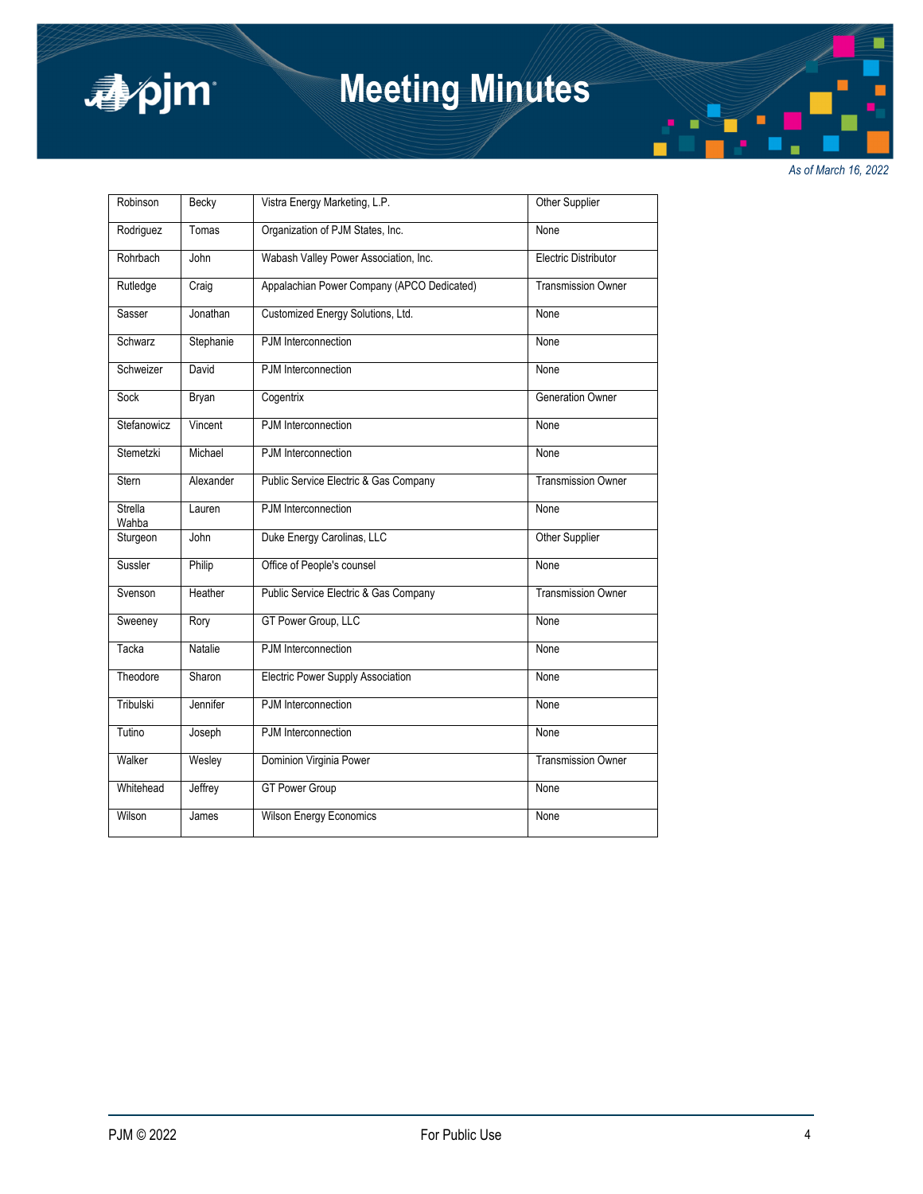| | | | |
|---|---|---|---|
| Robinson | Becky | Vistra Energy Marketing, L.P. | Other Supplier |
| Rodriguez | Tomas | Organization of PJM States, Inc. | None |
| Rohrbach | John | Wabash Valley Power Association, Inc. | Electric Distributor |
| Rutledge | Craig | Appalachian Power Company (APCO Dedicated) | Transmission Owner |
| Sasser | Jonathan | Customized Energy Solutions, Ltd. | None |
| Schwarz | Stephanie | PJM Interconnection | None |
| Schweizer | David | PJM Interconnection | None |
| Sock | Bryan | Cogentrix | Generation Owner |
| Stefanowicz | Vincent | PJM Interconnection | None |
| Stemetzki | Michael | PJM Interconnection | None |
| Stern | Alexander | Public Service Electric & Gas Company | Transmission Owner |
| Strella Wahba | Lauren | PJM Interconnection | None |
| Sturgeon | John | Duke Energy Carolinas, LLC | Other Supplier |
| Sussler | Philip | Office of People's counsel | None |
| Svenson | Heather | Public Service Electric & Gas Company | Transmission Owner |
| Sweeney | Rory | GT Power Group, LLC | None |
| Tacka | Natalie | PJM Interconnection | None |
| Theodore | Sharon | Electric Power Supply Association | None |
| Tribulski | Jennifer | PJM Interconnection | None |
| Tutino | Joseph | PJM Interconnection | None |
| Walker | Wesley | Dominion Virginia Power | Transmission Owner |
| Whitehead | Jeffrey | GT Power Group | None |
| Wilson | James | Wilson Energy Economics | None |